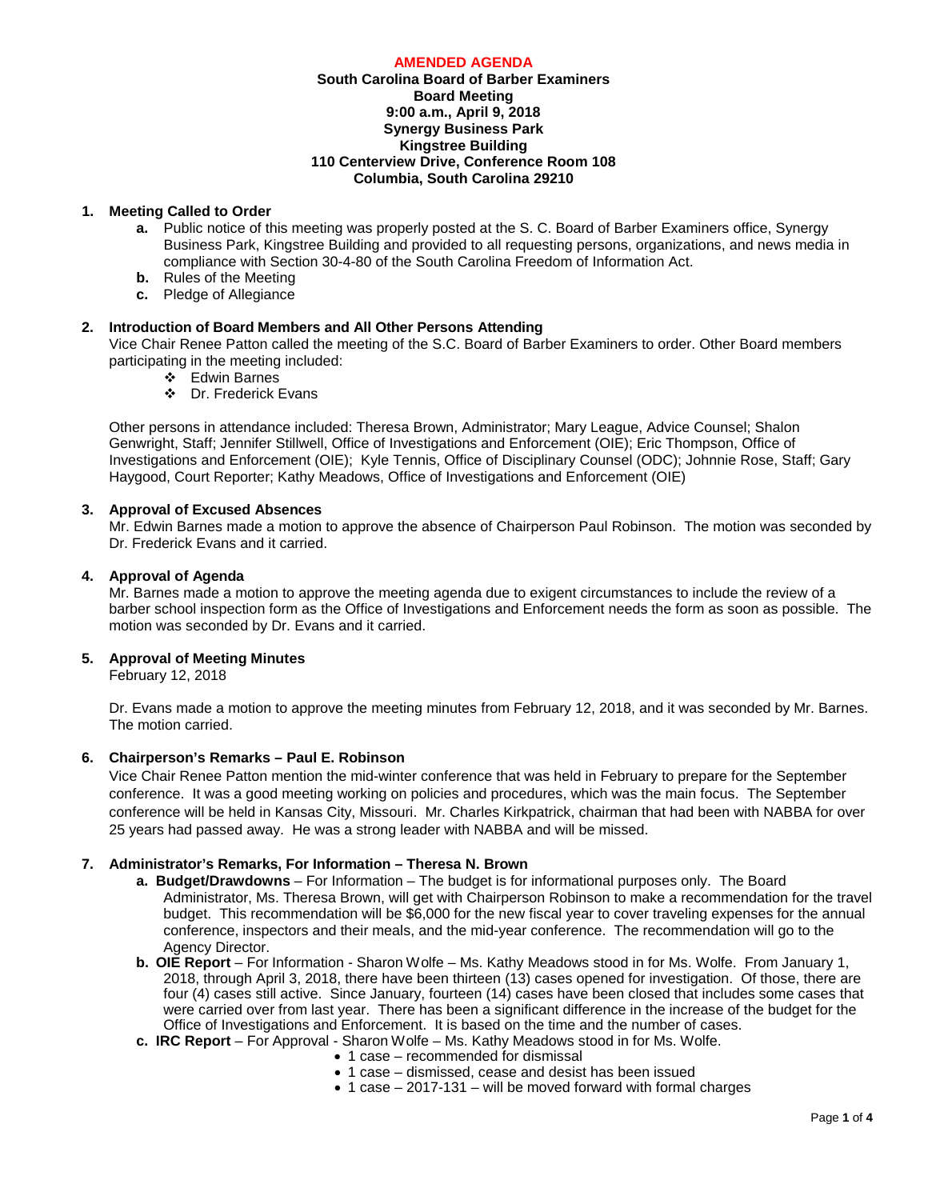**AMENDED AGENDA**

**South Carolina Board of Barber Examiners**
**Board Meeting**
**9:00 a.m., April 9, 2018**
**Synergy Business Park**
**Kingstree Building**
**110 Centerview Drive, Conference Room 108**
**Columbia, South Carolina 29210**

**1. Meeting Called to Order**

- **a.** Public notice of this meeting was properly posted at the S. C. Board of Barber Examiners office, Synergy Business Park, Kingstree Building and provided to all requesting persons, organizations, and news media in compliance with Section 30-4-80 of the South Carolina Freedom of Information Act.
- **b.** Rules of the Meeting
- **c.** Pledge of Allegiance

**2. Introduction of Board Members and All Other Persons Attending**

Vice Chair Renee Patton called the meeting of the S.C. Board of Barber Examiners to order. Other Board members participating in the meeting included:

- Edwin Barnes
- Dr. Frederick Evans

Other persons in attendance included: Theresa Brown, Administrator; Mary League, Advice Counsel; Shalon Genwright, Staff; Jennifer Stillwell, Office of Investigations and Enforcement (OIE); Eric Thompson, Office of Investigations and Enforcement (OIE); Kyle Tennis, Office of Disciplinary Counsel (ODC); Johnnie Rose, Staff; Gary Haygood, Court Reporter; Kathy Meadows, Office of Investigations and Enforcement (OIE)

**3. Approval of Excused Absences**

Mr. Edwin Barnes made a motion to approve the absence of Chairperson Paul Robinson. The motion was seconded by Dr. Frederick Evans and it carried.

**4. Approval of Agenda**

Mr. Barnes made a motion to approve the meeting agenda due to exigent circumstances to include the review of a barber school inspection form as the Office of Investigations and Enforcement needs the form as soon as possible. The motion was seconded by Dr. Evans and it carried.

**5. Approval of Meeting Minutes**

February 12, 2018

Dr. Evans made a motion to approve the meeting minutes from February 12, 2018, and it was seconded by Mr. Barnes. The motion carried.

**6. Chairperson's Remarks – Paul E. Robinson**

Vice Chair Renee Patton mention the mid-winter conference that was held in February to prepare for the September conference. It was a good meeting working on policies and procedures, which was the main focus. The September conference will be held in Kansas City, Missouri. Mr. Charles Kirkpatrick, chairman that had been with NABBA for over 25 years had passed away. He was a strong leader with NABBA and will be missed.

**7. Administrator's Remarks, For Information – Theresa N. Brown**

- **a. Budget/Drawdowns** – For Information – The budget is for informational purposes only. The Board Administrator, Ms. Theresa Brown, will get with Chairperson Robinson to make a recommendation for the travel budget. This recommendation will be $6,000 for the new fiscal year to cover traveling expenses for the annual conference, inspectors and their meals, and the mid-year conference. The recommendation will go to the Agency Director.
- **b. OIE Report** – For Information - Sharon Wolfe – Ms. Kathy Meadows stood in for Ms. Wolfe. From January 1, 2018, through April 3, 2018, there have been thirteen (13) cases opened for investigation. Of those, there are four (4) cases still active. Since January, fourteen (14) cases have been closed that includes some cases that were carried over from last year. There has been a significant difference in the increase of the budget for the Office of Investigations and Enforcement. It is based on the time and the number of cases.
- **c. IRC Report** – For Approval - Sharon Wolfe – Ms. Kathy Meadows stood in for Ms. Wolfe.
  - 1 case – recommended for dismissal
  - 1 case – dismissed, cease and desist has been issued
  - 1 case – 2017-131 – will be moved forward with formal charges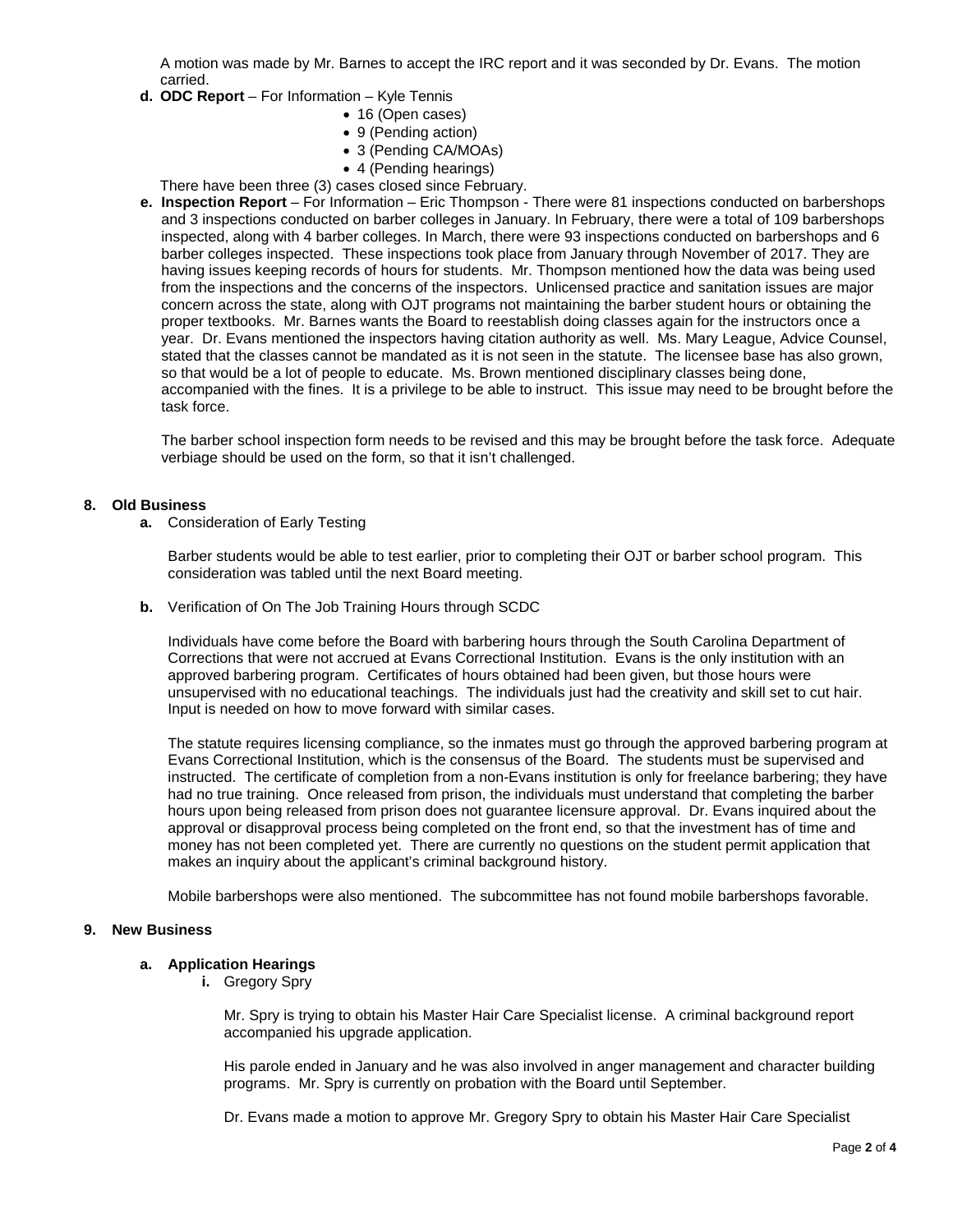A motion was made by Mr. Barnes to accept the IRC report and it was seconded by Dr. Evans. The motion carried.

**d. ODC Report** – For Information – Kyle Tennis

- 16 (Open cases)
- 9 (Pending action)
- 3 (Pending CA/MOAs)
- 4 (Pending hearings)

There have been three (3) cases closed since February.

**e. Inspection Report** – For Information – Eric Thompson - There were 81 inspections conducted on barbershops and 3 inspections conducted on barber colleges in January. In February, there were a total of 109 barbershops inspected, along with 4 barber colleges. In March, there were 93 inspections conducted on barbershops and 6 barber colleges inspected. These inspections took place from January through November of 2017. They are having issues keeping records of hours for students. Mr. Thompson mentioned how the data was being used from the inspections and the concerns of the inspectors. Unlicensed practice and sanitation issues are major concern across the state, along with OJT programs not maintaining the barber student hours or obtaining the proper textbooks. Mr. Barnes wants the Board to reestablish doing classes again for the instructors once a year. Dr. Evans mentioned the inspectors having citation authority as well. Ms. Mary League, Advice Counsel, stated that the classes cannot be mandated as it is not seen in the statute. The licensee base has also grown, so that would be a lot of people to educate. Ms. Brown mentioned disciplinary classes being done, accompanied with the fines. It is a privilege to be able to instruct. This issue may need to be brought before the task force.

The barber school inspection form needs to be revised and this may be brought before the task force. Adequate verbiage should be used on the form, so that it isn't challenged.

## 8. Old Business

**a.** Consideration of Early Testing

Barber students would be able to test earlier, prior to completing their OJT or barber school program. This consideration was tabled until the next Board meeting.

**b.** Verification of On The Job Training Hours through SCDC

Individuals have come before the Board with barbering hours through the South Carolina Department of Corrections that were not accrued at Evans Correctional Institution. Evans is the only institution with an approved barbering program. Certificates of hours obtained had been given, but those hours were unsupervised with no educational teachings. The individuals just had the creativity and skill set to cut hair. Input is needed on how to move forward with similar cases.

The statute requires licensing compliance, so the inmates must go through the approved barbering program at Evans Correctional Institution, which is the consensus of the Board. The students must be supervised and instructed. The certificate of completion from a non-Evans institution is only for freelance barbering; they have had no true training. Once released from prison, the individuals must understand that completing the barber hours upon being released from prison does not guarantee licensure approval. Dr. Evans inquired about the approval or disapproval process being completed on the front end, so that the investment has of time and money has not been completed yet. There are currently no questions on the student permit application that makes an inquiry about the applicant's criminal background history.

Mobile barbershops were also mentioned. The subcommittee has not found mobile barbershops favorable.

## 9. New Business

**a. Application Hearings**

**i.** Gregory Spry

Mr. Spry is trying to obtain his Master Hair Care Specialist license. A criminal background report accompanied his upgrade application.

His parole ended in January and he was also involved in anger management and character building programs. Mr. Spry is currently on probation with the Board until September.

Dr. Evans made a motion to approve Mr. Gregory Spry to obtain his Master Hair Care Specialist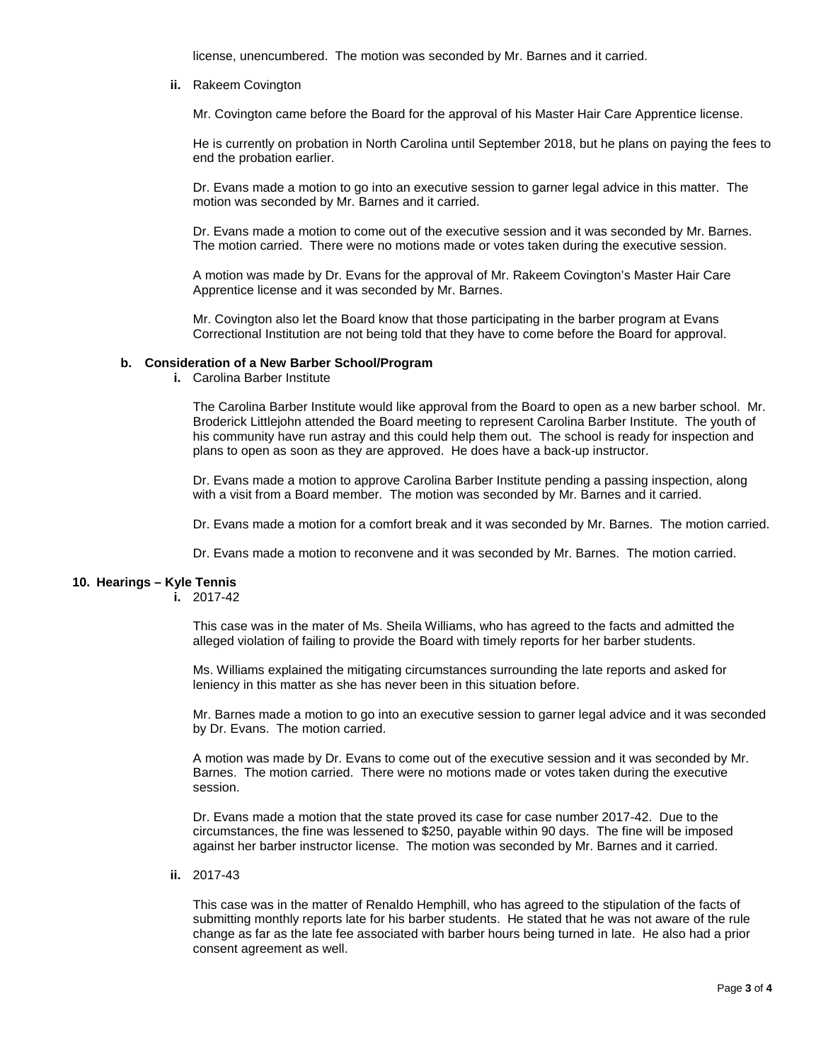license, unencumbered. The motion was seconded by Mr. Barnes and it carried.

**ii.** Rakeem Covington

Mr. Covington came before the Board for the approval of his Master Hair Care Apprentice license.

He is currently on probation in North Carolina until September 2018, but he plans on paying the fees to end the probation earlier.

Dr. Evans made a motion to go into an executive session to garner legal advice in this matter. The motion was seconded by Mr. Barnes and it carried.

Dr. Evans made a motion to come out of the executive session and it was seconded by Mr. Barnes. The motion carried. There were no motions made or votes taken during the executive session.

A motion was made by Dr. Evans for the approval of Mr. Rakeem Covington's Master Hair Care Apprentice license and it was seconded by Mr. Barnes.

Mr. Covington also let the Board know that those participating in the barber program at Evans Correctional Institution are not being told that they have to come before the Board for approval.

**b. Consideration of a New Barber School/Program**

**i.** Carolina Barber Institute

The Carolina Barber Institute would like approval from the Board to open as a new barber school. Mr. Broderick Littlejohn attended the Board meeting to represent Carolina Barber Institute. The youth of his community have run astray and this could help them out. The school is ready for inspection and plans to open as soon as they are approved. He does have a back-up instructor.

Dr. Evans made a motion to approve Carolina Barber Institute pending a passing inspection, along with a visit from a Board member. The motion was seconded by Mr. Barnes and it carried.

Dr. Evans made a motion for a comfort break and it was seconded by Mr. Barnes. The motion carried.

Dr. Evans made a motion to reconvene and it was seconded by Mr. Barnes. The motion carried.

**10. Hearings – Kyle Tennis**

**i.** 2017-42

This case was in the mater of Ms. Sheila Williams, who has agreed to the facts and admitted the alleged violation of failing to provide the Board with timely reports for her barber students.

Ms. Williams explained the mitigating circumstances surrounding the late reports and asked for leniency in this matter as she has never been in this situation before.

Mr. Barnes made a motion to go into an executive session to garner legal advice and it was seconded by Dr. Evans. The motion carried.

A motion was made by Dr. Evans to come out of the executive session and it was seconded by Mr. Barnes. The motion carried. There were no motions made or votes taken during the executive session.

Dr. Evans made a motion that the state proved its case for case number 2017-42. Due to the circumstances, the fine was lessened to $250, payable within 90 days. The fine will be imposed against her barber instructor license. The motion was seconded by Mr. Barnes and it carried.

**ii.** 2017-43

This case was in the matter of Renaldo Hemphill, who has agreed to the stipulation of the facts of submitting monthly reports late for his barber students. He stated that he was not aware of the rule change as far as the late fee associated with barber hours being turned in late. He also had a prior consent agreement as well.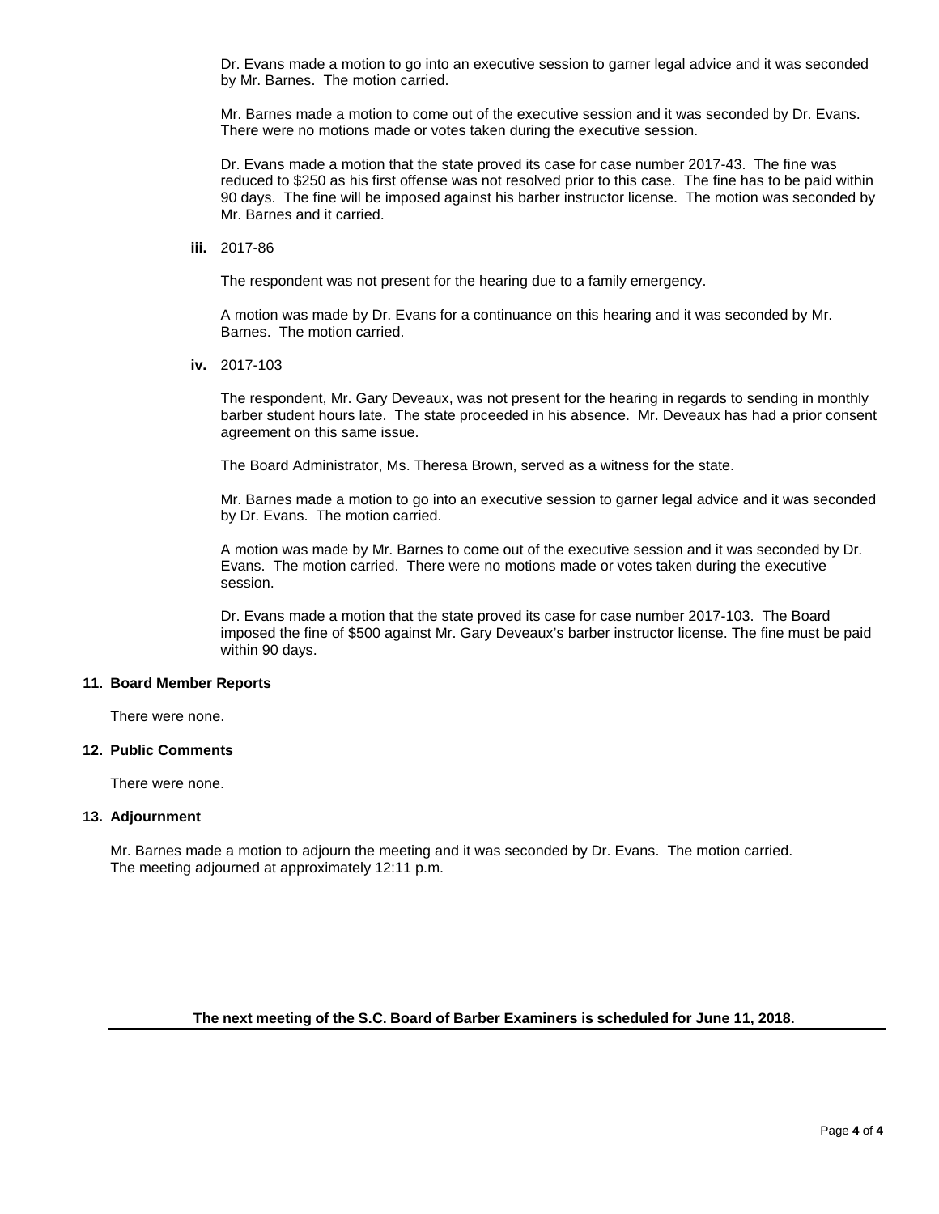Dr. Evans made a motion to go into an executive session to garner legal advice and it was seconded by Mr. Barnes. The motion carried.

Mr. Barnes made a motion to come out of the executive session and it was seconded by Dr. Evans. There were no motions made or votes taken during the executive session.

Dr. Evans made a motion that the state proved its case for case number 2017-43. The fine was reduced to $250 as his first offense was not resolved prior to this case. The fine has to be paid within 90 days. The fine will be imposed against his barber instructor license. The motion was seconded by Mr. Barnes and it carried.

**iii.** 2017-86

The respondent was not present for the hearing due to a family emergency.

A motion was made by Dr. Evans for a continuance on this hearing and it was seconded by Mr. Barnes. The motion carried.

**iv.** 2017-103

The respondent, Mr. Gary Deveaux, was not present for the hearing in regards to sending in monthly barber student hours late. The state proceeded in his absence. Mr. Deveaux has had a prior consent agreement on this same issue.

The Board Administrator, Ms. Theresa Brown, served as a witness for the state.

Mr. Barnes made a motion to go into an executive session to garner legal advice and it was seconded by Dr. Evans. The motion carried.

A motion was made by Mr. Barnes to come out of the executive session and it was seconded by Dr. Evans. The motion carried. There were no motions made or votes taken during the executive session.

Dr. Evans made a motion that the state proved its case for case number 2017-103. The Board imposed the fine of $500 against Mr. Gary Deveaux's barber instructor license. The fine must be paid within 90 days.

### 11. Board Member Reports

There were none.

### 12. Public Comments

There were none.

### 13. Adjournment

Mr. Barnes made a motion to adjourn the meeting and it was seconded by Dr. Evans. The motion carried. The meeting adjourned at approximately 12:11 p.m.

**The next meeting of the S.C. Board of Barber Examiners is scheduled for June 11, 2018.**